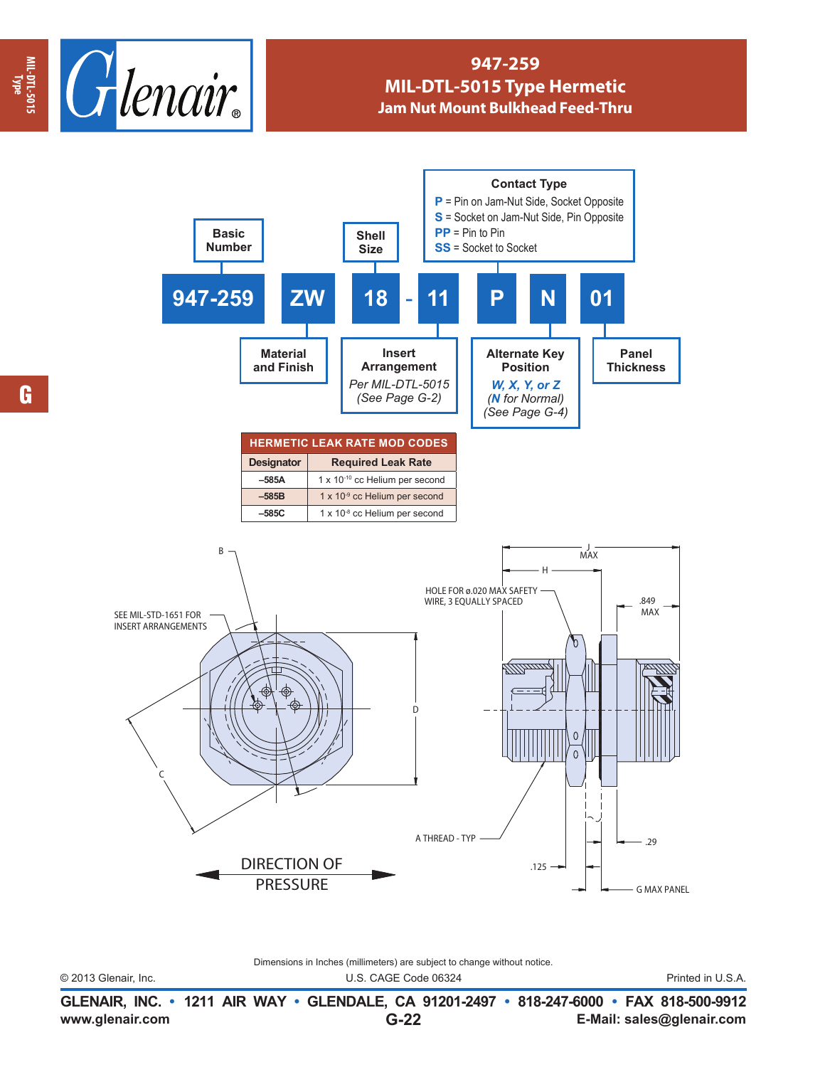# 947-259
## MIL-DTL-5015 Type Hermetic
### Jam Nut Mount Bulkhead Feed-Thru

**Part Number Example: 947-259 ZW 18 - 11 P N 01**

- **947-259** — Basic Number
- **ZW** — Material and Finish
- **18** — Shell Size
- **11** — Insert Arrangement: *Per MIL-DTL-5015 (See Page G-2)*
- **P** — Contact Type:
  - **P** = Pin on Jam-Nut Side, Socket Opposite
  - **S** = Socket on Jam-Nut Side, Pin Opposite
  - **PP** = Pin to Pin
  - **SS** = Socket to Socket
- **N** — Alternate Key Position: ***W, X, Y, or Z*** *(**N** for Normal) (See Page G-4)*
- **01** — Panel Thickness

| HERMETIC LEAK RATE MOD CODES | |
|---|---|
| **Designator** | **Required Leak Rate** |
| –585A | $1 \times 10^{-10}$ cc Helium per second |
| –585B | $1 \times 10^{-9}$ cc Helium per second |
| –585C | $1 \times 10^{-8}$ cc Helium per second |

SEE MIL-STD-1651 FOR INSERT ARRANGEMENTS

B

C

D

HOLE FOR ø.020 MAX SAFETY WIRE, 3 EQUALLY SPACED

J MAX

H

.849 MAX

A THREAD - TYP

.29

.125

G MAX PANEL

DIRECTION OF PRESSURE

Dimensions in Inches (millimeters) are subject to change without notice.

© 2013 Glenair, Inc. U.S. CAGE Code 06324 Printed in U.S.A.

GLENAIR, INC. • 1211 AIR WAY • GLENDALE, CA 91201-2497 • 818-247-6000 • FAX 818-500-9912

www.glenair.com G-22 E-Mail: sales@glenair.com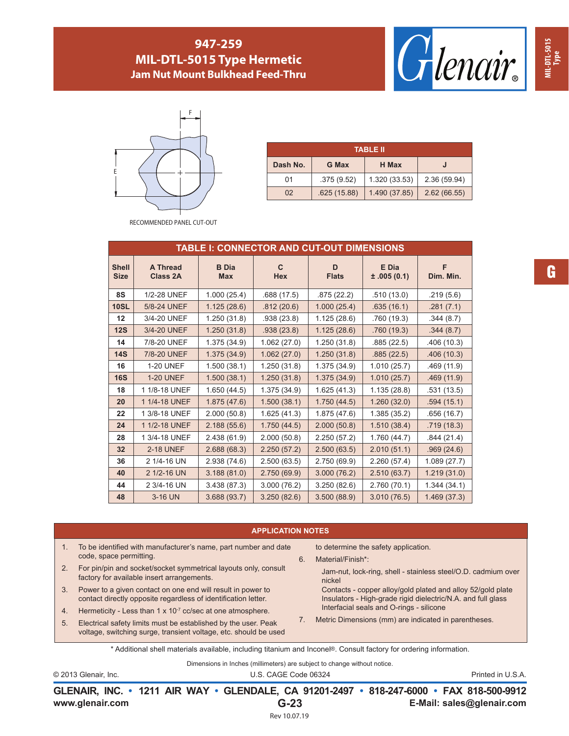# 947-259
## MIL-DTL-5015 Type Hermetic
### Jam Nut Mount Bulkhead Feed-Thru

F

E

RECOMMENDED PANEL CUT-OUT

| TABLE II | | | |
|---|---|---|---|
| Dash No. | G Max | H Max | J |
| 01 | .375 (9.52) | 1.320 (33.53) | 2.36 (59.94) |
| 02 | .625 (15.88) | 1.490 (37.85) | 2.62 (66.55) |

**TABLE I: CONNECTOR AND CUT-OUT DIMENSIONS**

| Shell Size | A Thread Class 2A | B Dia Max | C Hex | D Flats | E Dia ± .005 (0.1) | F Dim. Min. |
|---|---|---|---|---|---|---|
| 8S | 1/2-28 UNEF | 1.000 (25.4) | .688 (17.5) | .875 (22.2) | .510 (13.0) | .219 (5.6) |
| 10SL | 5/8-24 UNEF | 1.125 (28.6) | .812 (20.6) | 1.000 (25.4) | .635 (16.1) | .281 (7.1) |
| 12 | 3/4-20 UNEF | 1.250 (31.8) | .938 (23.8) | 1.125 (28.6) | .760 (19.3) | .344 (8.7) |
| 12S | 3/4-20 UNEF | 1.250 (31.8) | .938 (23.8) | 1.125 (28.6) | .760 (19.3) | .344 (8.7) |
| 14 | 7/8-20 UNEF | 1.375 (34.9) | 1.062 (27.0) | 1.250 (31.8) | .885 (22.5) | .406 (10.3) |
| 14S | 7/8-20 UNEF | 1.375 (34.9) | 1.062 (27.0) | 1.250 (31.8) | .885 (22.5) | .406 (10.3) |
| 16 | 1-20 UNEF | 1.500 (38.1) | 1.250 (31.8) | 1.375 (34.9) | 1.010 (25.7) | .469 (11.9) |
| 16S | 1-20 UNEF | 1.500 (38.1) | 1.250 (31.8) | 1.375 (34.9) | 1.010 (25.7) | .469 (11.9) |
| 18 | 1 1/8-18 UNEF | 1.650 (44.5) | 1.375 (34.9) | 1.625 (41.3) | 1.135 (28.8) | .531 (13.5) |
| 20 | 1 1/4-18 UNEF | 1.875 (47.6) | 1.500 (38.1) | 1.750 (44.5) | 1.260 (32.0) | .594 (15.1) |
| 22 | 1 3/8-18 UNEF | 2.000 (50.8) | 1.625 (41.3) | 1.875 (47.6) | 1.385 (35.2) | .656 (16.7) |
| 24 | 1 1/2-18 UNEF | 2.188 (55.6) | 1.750 (44.5) | 2.000 (50.8) | 1.510 (38.4) | .719 (18.3) |
| 28 | 1 3/4-18 UNEF | 2.438 (61.9) | 2.000 (50.8) | 2.250 (57.2) | 1.760 (44.7) | .844 (21.4) |
| 32 | 2-18 UNEF | 2.688 (68.3) | 2.250 (57.2) | 2.500 (63.5) | 2.010 (51.1) | .969 (24.6) |
| 36 | 2 1/4-16 UN | 2.938 (74.6) | 2.500 (63.5) | 2.750 (69.9) | 2.260 (57.4) | 1.089 (27.7) |
| 40 | 2 1/2-16 UN | 3.188 (81.0) | 2.750 (69.9) | 3.000 (76.2) | 2.510 (63.7) | 1.219 (31.0) |
| 44 | 2 3/4-16 UN | 3.438 (87.3) | 3.000 (76.2) | 3.250 (82.6) | 2.760 (70.1) | 1.344 (34.1) |
| 48 | 3-16 UN | 3.688 (93.7) | 3.250 (82.6) | 3.500 (88.9) | 3.010 (76.5) | 1.469 (37.3) |

**APPLICATION NOTES**

1. To be identified with manufacturer's name, part number and date code, space permitting.
2. For pin/pin and socket/socket symmetrical layouts only, consult factory for available insert arrangements.
3. Power to a given contact on one end will result in power to contact directly opposite regardless of identification letter.
4. Hermeticity - Less than 1 x $10^{-7}$ cc/sec at one atmosphere.
5. Electrical safety limits must be established by the user. Peak voltage, switching surge, transient voltage, etc. should be used to determine the safety application.
6. Material/Finish*:
   Jam-nut, lock-ring, shell - stainless steel/O.D. cadmium over nickel
   Contacts - copper alloy/gold plated and alloy 52/gold plate
   Insulators - High-grade rigid dielectric/N.A. and full glass
   Interfacial seals and O-rings - silicone
7. Metric Dimensions (mm) are indicated in parentheses.

* Additional shell materials available, including titanium and Inconel®. Consult factory for ordering information.

Dimensions in Inches (millimeters) are subject to change without notice.

© 2013 Glenair, Inc. U.S. CAGE Code 06324 Printed in U.S.A.

**GLENAIR, INC. • 1211 AIR WAY • GLENDALE, CA 91201-2497 • 818-247-6000 • FAX 818-500-9912**
**www.glenair.com** **E-Mail: sales@glenair.com**

Rev 10.07.19